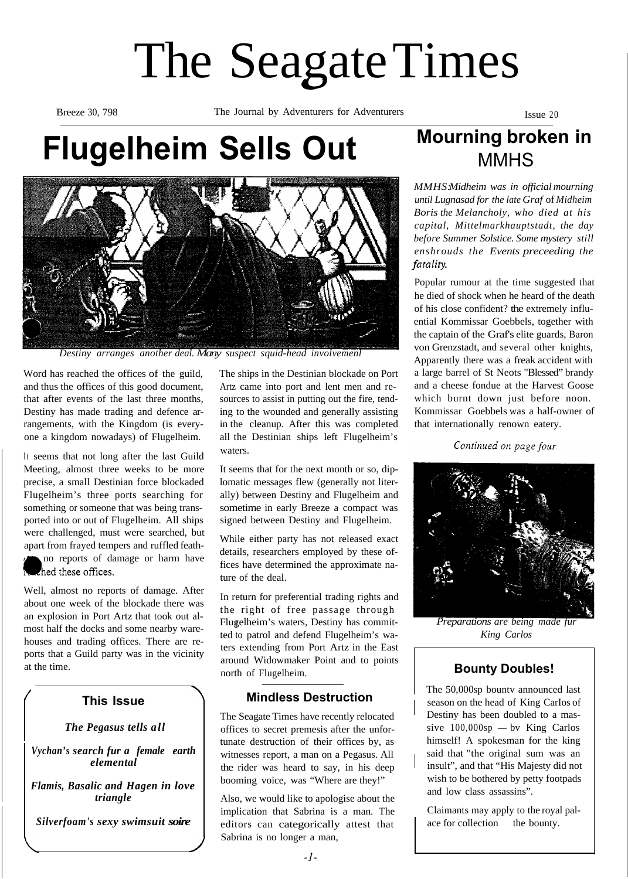# The Seagate Times

Breeze 30, 798 — The Journal by Adventurers for Adventurers — Issue 20

# Flugelheim Sells Out

*Destiny arranges another deal. Many suspect squid-head involvement*

Word has reached the offices of the guild, and thus the offices of this good document, that after events of the last three months, Destiny has made trading and defence arrangements, with the Kingdom (is everyone a kingdom nowadays) of Flugelheim.

It seems that not long after the last Guild Meeting, almost three weeks to be more precise, a small Destinian force blockaded Flugelheim's three ports searching for something or someone that was being transported into or out of Flugelheim. All ships were challenged, must were searched, but apart from frayed tempers and ruffled feathers no reports of damage or harm have reached these offices.

Well, almost no reports of damage. After about one week of the blockade there was an explosion in Port Artz that took out almost half the docks and some nearby warehouses and trading offices. There are reports that a Guild party was in the vicinity at the time.

The ships in the Destinian blockade on Port Artz came into port and lent men and resources to assist in putting out the fire, tending to the wounded and generally assisting in the cleanup. After this was completed all the Destinian ships left Flugelheim's waters.

It seems that for the next month or so, diplomatic messages flew (generally not literally) between Destiny and Flugelheim and sometime in early Breeze a compact was signed between Destiny and Flugelheim.

While either party has not released exact details, researchers employed by these offices have determined the approximate nature of the deal.

In return for preferential trading rights and the right of free passage through Flugelheim's waters, Destiny has committed to patrol and defend Flugelheim's waters extending from Port Artz in the East around Widowmaker Point and to points north of Flugelheim.

## This Issue

*The Pegasus tells all*

*Vychan's search fur a female earth elemental*

*Flamis, Basalic and Hagen in love triangle*

*Silverfoam's sexy swimsuit soire*

## Mindless Destruction

The Seagate Times have recently relocated offices to secret premesis after the unfortunate destruction of their offices by, as witnesses report, a man on a Pegasus. All the rider was heard to say, in his deep booming voice, was "Where are they!"

Also, we would like to apologise about the implication that Sabrina is a man. The editors can categorically attest that Sabrina is no longer a man,

# Mourning broken in MMHS

*MMHS:Midheim was in official mourning until Lugnasad for the late Graf of Midheim Boris the Melancholy, who died at his capital, Mittelmarkhauptstadt, the day before Summer Solstice. Some mystery still enshrouds the Events preceeding the fatality.*

Popular rumour at the time suggested that he died of shock when he heard of the death of his close confident? the extremely influential Kommissar Goebbels, together with the captain of the Graf's elite guards, Baron von Grenzstadt, and several other knights, Apparently there was a freak accident with a large barrel of St Neots "Blessed" brandy and a cheese fondue at the Harvest Goose which burnt down just before noon. Kommissar Goebbels was a half-owner of that internationally renown eatery.

*Continued on page four*

*Preparations are being made fur King Carlos*

## Bounty Doubles!

The 50,000sp bountv announced last season on the head of King Carlos of Destiny has been doubled to a massive 100,000sp — bv King Carlos himself! A spokesman for the king said that "the original sum was an insult", and that "His Majesty did not wish to be bothered by petty footpads and low class assassins".

Claimants may apply to the royal palace for collection the bounty.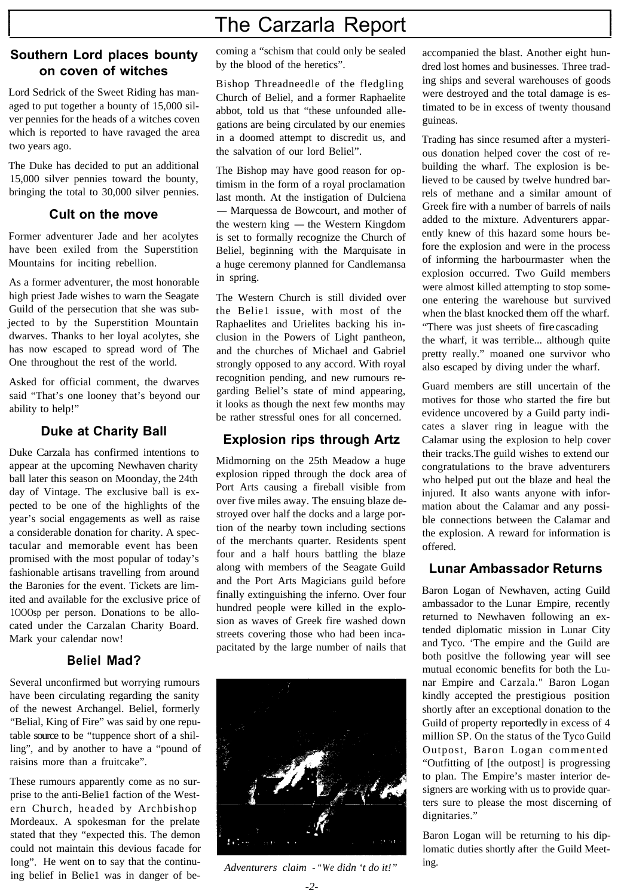# The Carzarla Report

## Southern Lord places bounty on coven of witches

Lord Sedrick of the Sweet Riding has managed to put together a bounty of 15,000 silver pennies for the heads of a witches coven which is reported to have ravaged the area two years ago.

The Duke has decided to put an additional 15,000 silver pennies toward the bounty, bringing the total to 30,000 silver pennies.

## Cult on the move

Former adventurer Jade and her acolytes have been exiled from the Superstition Mountains for inciting rebellion.

As a former adventurer, the most honorable high priest Jade wishes to warn the Seagate Guild of the persecution that she was subjected to by the Superstition Mountain dwarves. Thanks to her loyal acolytes, she has now escaped to spread word of The One throughout the rest of the world.

Asked for official comment, the dwarves said "That's one looney that's beyond our ability to help!"

## Duke at Charity Ball

Duke Carzala has confirmed intentions to appear at the upcoming Newhaven charity ball later this season on Moonday, the 24th day of Vintage. The exclusive ball is expected to be one of the highlights of the year's social engagements as well as raise a considerable donation for charity. A spectacular and memorable event has been promised with the most popular of today's fashionable artisans travelling from around the Baronies for the event. Tickets are limited and available for the exclusive price of 1000sp per person. Donations to be allocated under the Carzalan Charity Board. Mark your calendar now!

## Beliel Mad?

Several unconfirmed but worrying rumours have been circulating regarding the sanity of the newest Archangel. Beliel, formerly "Belial, King of Fire" was said by one reputable source to be "tuppence short of a shilling", and by another to have a "pound of raisins more than a fruitcake".

These rumours apparently come as no surprise to the anti-Beliel faction of the Western Church, headed by Archbishop Mordeaux. A spokesman for the prelate stated that they "expected this. The demon could not maintain this devious facade for long". He went on to say that the continuing belief in Beliel was in danger of becoming a "schism that could only be sealed by the blood of the heretics".

Bishop Threadneedle of the fledgling Church of Beliel, and a former Raphaelite abbot, told us that "these unfounded allegations are being circulated by our enemies in a doomed attempt to discredit us, and the salvation of our lord Beliel".

The Bishop may have good reason for optimism in the form of a royal proclamation last month. At the instigation of Dulciena — Marquessa de Bowcourt, and mother of the western king — the Western Kingdom is set to formally recognize the Church of Beliel, beginning with the Marquisate in a huge ceremony planned for Candlemansa in spring.

The Western Church is still divided over the Beliel issue, with most of the Raphaelites and Urielites backing his inclusion in the Powers of Light pantheon, and the churches of Michael and Gabriel strongly opposed to any accord. With royal recognition pending, and new rumours regarding Beliel's state of mind appearing, it looks as though the next few months may be rather stressful ones for all concerned.

## Explosion rips through Artz

Midmorning on the 25th Meadow a huge explosion ripped through the dock area of Port Arts causing a fireball visible from over five miles away. The ensuing blaze destroyed over half the docks and a large portion of the nearby town including sections of the merchants quarter. Residents spent four and a half hours battling the blaze along with members of the Seagate Guild and the Port Arts Magicians guild before finally extinguishing the inferno. Over four hundred people were killed in the explosion as waves of Greek fire washed down streets covering those who had been incapacitated by the large number of nails that accompanied the blast. Another eight hundred lost homes and businesses. Three trading ships and several warehouses of goods were destroyed and the total damage is estimated to be in excess of twenty thousand guineas.

*Adventurers claim - "We didn 't do it!"*

Trading has since resumed after a mysterious donation helped cover the cost of rebuilding the wharf. The explosion is believed to be caused by twelve hundred barrels of methane and a similar amount of Greek fire with a number of barrels of nails added to the mixture. Adventurers apparently knew of this hazard some hours before the explosion and were in the process of informing the harbourmaster when the explosion occurred. Two Guild members were almost killed attempting to stop someone entering the warehouse but survived when the blast knocked them off the wharf. "There was just sheets of fire cascading the wharf, it was terrible... although quite pretty really." moaned one survivor who also escaped by diving under the wharf.

Guard members are still uncertain of the motives for those who started the fire but evidence uncovered by a Guild party indicates a slaver ring in league with the Calamar using the explosion to help cover their tracks. The guild wishes to extend our congratulations to the brave adventurers who helped put out the blaze and heal the injured. It also wants anyone with information about the Calamar and any possible connections between the Calamar and the explosion. A reward for information is offered.

## Lunar Ambassador Returns

Baron Logan of Newhaven, acting Guild ambassador to the Lunar Empire, recently returned to Newhaven following an extended diplomatic mission in Lunar City and Tyco. 'The empire and the Guild are both positive the following year will see mutual economic benefits for both the Lunar Empire and Carzala." Baron Logan kindly accepted the prestigious position shortly after an exceptional donation to the Guild of property reportedly in excess of 4 million SP. On the status of the Tyco Guild Outpost, Baron Logan commented "Outfitting of [the outpost] is progressing to plan. The Empire's master interior designers are working with us to provide quarters sure to please the most discerning of dignitaries."

Baron Logan will be returning to his diplomatic duties shortly after the Guild Meeting.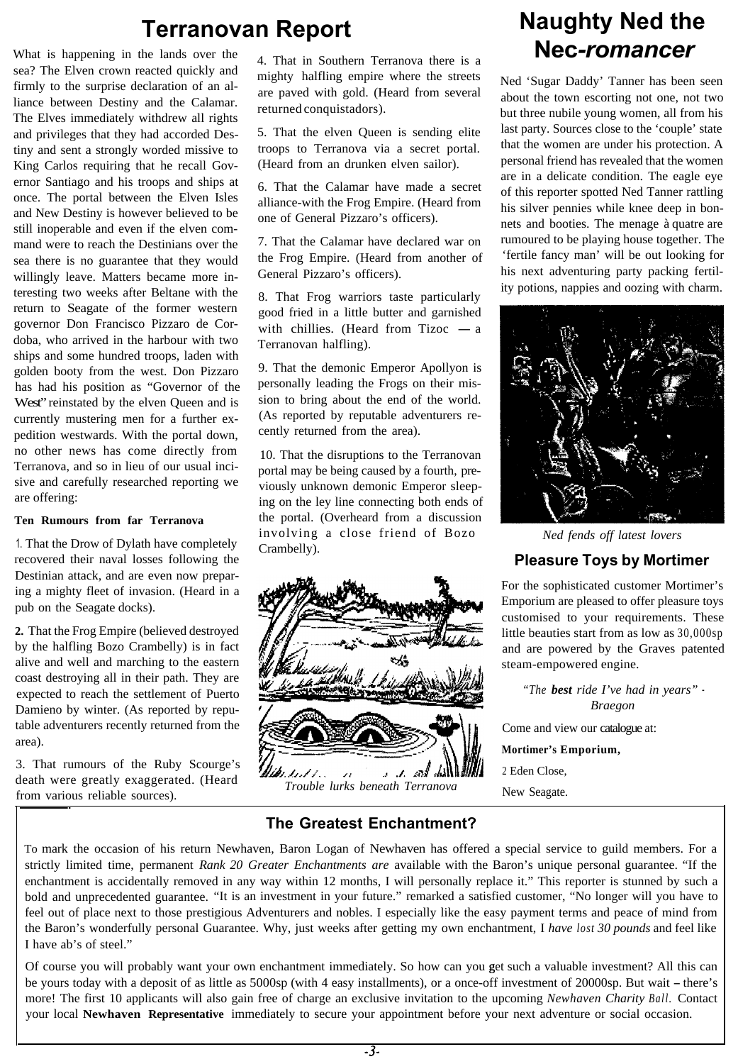# Terranovan Report

What is happening in the lands over the sea? The Elven crown reacted quickly and firmly to the surprise declaration of an alliance between Destiny and the Calamar. The Elves immediately withdrew all rights and privileges that they had accorded Destiny and sent a strongly worded missive to King Carlos requiring that he recall Governor Santiago and his troops and ships at once. The portal between the Elven Isles and New Destiny is however believed to be still inoperable and even if the elven command were to reach the Destinians over the sea there is no guarantee that they would willingly leave. Matters became more interesting two weeks after Beltane with the return to Seagate of the former western governor Don Francisco Pizzaro de Cordoba, who arrived in the harbour with two ships and some hundred troops, laden with golden booty from the west. Don Pizzaro has had his position as "Governor of the West" reinstated by the elven Queen and is currently mustering men for a further expedition westwards. With the portal down, no other news has come directly from Terranova, and so in lieu of our usual incisive and carefully researched reporting we are offering:

**Ten Rumours from far Terranova**

1. That the Drow of Dylath have completely recovered their naval losses following the Destinian attack, and are even now preparing a mighty fleet of invasion. (Heard in a pub on the Seagate docks).

2. That the Frog Empire (believed destroyed by the halfling Bozo Crambelly) is in fact alive and well and marching to the eastern coast destroying all in their path. They are expected to reach the settlement of Puerto Damieno by winter. (As reported by reputable adventurers recently returned from the area).

3. That rumours of the Ruby Scourge's death were greatly exaggerated. (Heard from various reliable sources).

4. That in Southern Terranova there is a mighty halfling empire where the streets are paved with gold. (Heard from several returned conquistadors).

5. That the elven Queen is sending elite troops to Terranova via a secret portal. (Heard from an drunken elven sailor).

6. That the Calamar have made a secret alliance-with the Frog Empire. (Heard from one of General Pizzaro's officers).

7. That the Calamar have declared war on the Frog Empire. (Heard from another of General Pizzaro's officers).

8. That Frog warriors taste particularly good fried in a little butter and garnished with chillies. (Heard from Tizoc — a Terranovan halfling).

9. That the demonic Emperor Apollyon is personally leading the Frogs on their mission to bring about the end of the world. (As reported by reputable adventurers recently returned from the area).

10. That the disruptions to the Terranovan portal may be being caused by a fourth, previously unknown demonic Emperor sleeping on the ley line connecting both ends of the portal. (Overheard from a discussion involving a close friend of Bozo Crambelly).

*Trouble lurks beneath Terranova*

# Naughty Ned the Nec-*romancer*

Ned 'Sugar Daddy' Tanner has been seen about the town escorting not one, not two but three nubile young women, all from his last party. Sources close to the 'couple' state that the women are under his protection. A personal friend has revealed that the women are in a delicate condition. The eagle eye of this reporter spotted Ned Tanner rattling his silver pennies while knee deep in bonnets and booties. The menage à quatre are rumoured to be playing house together. The 'fertile fancy man' will be out looking for his next adventuring party packing fertility potions, nappies and oozing with charm.

*Ned fends off latest lovers*

## Pleasure Toys by Mortimer

For the sophisticated customer Mortimer's Emporium are pleased to offer pleasure toys customised to your requirements. These little beauties start from as low as 30,000sp and are powered by the Graves patented steam-empowered engine.

*"The **best** ride I've had in years" - Braegon*

Come and view our catalogue at:

**Mortimer's Emporium,**
2 Eden Close,
New Seagate.

## The Greatest Enchantment?

To mark the occasion of his return Newhaven, Baron Logan of Newhaven has offered a special service to guild members. For a strictly limited time, permanent *Rank 20 Greater Enchantments are* available with the Baron's unique personal guarantee. "If the enchantment is accidentally removed in any way within 12 months, I will personally replace it." This reporter is stunned by such a bold and unprecedented guarantee. "It is an investment in your future." remarked a satisfied customer, "No longer will you have to feel out of place next to those prestigious Adventurers and nobles. I especially like the easy payment terms and peace of mind from the Baron's wonderfully personal Guarantee. Why, just weeks after getting my own enchantment, I *have lost 30 pounds* and feel like I have ab's of steel."

Of course you will probably want your own enchantment immediately. So how can you get such a valuable investment? All this can be yours today with a deposit of as little as 5000sp (with 4 easy installments), or a once-off investment of 20000sp. But wait – there's more! The first 10 applicants will also gain free of charge an exclusive invitation to the upcoming *Newhaven Charity Ball.* Contact your local **Newhaven Representative** immediately to secure your appointment before your next adventure or social occasion.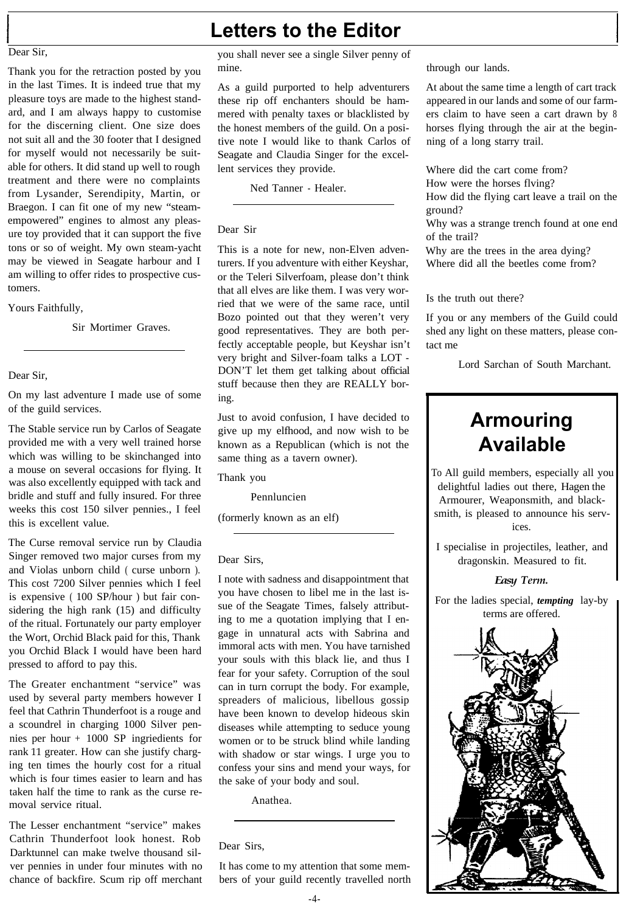# Letters to the Editor

Dear Sir,

Thank you for the retraction posted by you in the last Times. It is indeed true that my pleasure toys are made to the highest standard, and I am always happy to customise for the discerning client. One size does not suit all and the 30 footer that I designed for myself would not necessarily be suitable for others. It did stand up well to rough treatment and there were no complaints from Lysander, Serendipity, Martin, or Braegon. I can fit one of my new "steam-empowered" engines to almost any pleasure toy provided that it can support the five tons or so of weight. My own steam-yacht may be viewed in Seagate harbour and I am willing to offer rides to prospective customers.

Yours Faithfully,

Sir Mortimer Graves.

---

Dear Sir,

On my last adventure I made use of some of the guild services.

The Stable service run by Carlos of Seagate provided me with a very well trained horse which was willing to be skinchanged into a mouse on several occasions for flying. It was also excellently equipped with tack and bridle and stuff and fully insured. For three weeks this cost 150 silver pennies., I feel this is excellent value.

The Curse removal service run by Claudia Singer removed two major curses from my and Violas unborn child ( curse unborn ). This cost 7200 Silver pennies which I feel is expensive ( 100 SP/hour ) but fair considering the high rank (15) and difficulty of the ritual. Fortunately our party employer the Wort, Orchid Black paid for this, Thank you Orchid Black I would have been hard pressed to afford to pay this.

The Greater enchantment "service" was used by several party members however I feel that Cathrin Thunderfoot is a rouge and a scoundrel in charging 1000 Silver pennies per hour + 1000 SP ingriedients for rank 11 greater. How can she justify charging ten times the hourly cost for a ritual which is four times easier to learn and has taken half the time to rank as the curse removal service ritual.

The Lesser enchantment "service" makes Cathrin Thunderfoot look honest. Rob Darktunnel can make twelve thousand silver pennies in under four minutes with no chance of backfire. Scum rip off merchant you shall never see a single Silver penny of mine.

As a guild purported to help adventurers these rip off enchanters should be hammered with penalty taxes or blacklisted by the honest members of the guild. On a positive note I would like to thank Carlos of Seagate and Claudia Singer for the excellent services they provide.

Ned Tanner - Healer.

---

Dear Sir

This is a note for new, non-Elven adventurers. If you adventure with either Keyshar, or the Teleri Silverfoam, please don't think that all elves are like them. I was very worried that we were of the same race, until Bozo pointed out that they weren't very good representatives. They are both perfectly acceptable people, but Keyshar isn't very bright and Silver-foam talks a LOT - DON'T let them get talking about official stuff because then they are REALLY boring.

Just to avoid confusion, I have decided to give up my elfhood, and now wish to be known as a Republican (which is not the same thing as a tavern owner).

Thank you

Pennluncien

(formerly known as an elf)

---

Dear Sirs,

I note with sadness and disappointment that you have chosen to libel me in the last issue of the Seagate Times, falsely attributing to me a quotation implying that I engage in unnatural acts with Sabrina and immoral acts with men. You have tarnished your souls with this black lie, and thus I fear for your safety. Corruption of the soul can in turn corrupt the body. For example, spreaders of malicious, libellous gossip have been known to develop hideous skin diseases while attempting to seduce young women or to be struck blind while landing with shadow or star wings. I urge you to confess your sins and mend your ways, for the sake of your body and soul.

Anathea.

---

Dear Sirs,

It has come to my attention that some members of your guild recently travelled north through our lands.

At about the same time a length of cart track appeared in our lands and some of our farmers claim to have seen a cart drawn by 8 horses flying through the air at the beginning of a long starry trail.

Where did the cart come from?
How were the horses flving?
How did the flying cart leave a trail on the ground?
Why was a strange trench found at one end of the trail?
Why are the trees in the area dying?
Where did all the beetles come from?

Is the truth out there?

If you or any members of the Guild could shed any light on these matters, please contact me

Lord Sarchan of South Marchant.

---

## Armouring Available

To All guild members, especially all you delightful ladies out there, Hagen the Armourer, Weaponsmith, and blacksmith, is pleased to announce his services.

I specialise in projectiles, leather, and dragonskin. Measured to fit.

***Easy Term.***

For the ladies special, ***tempting*** lay-by terms are offered.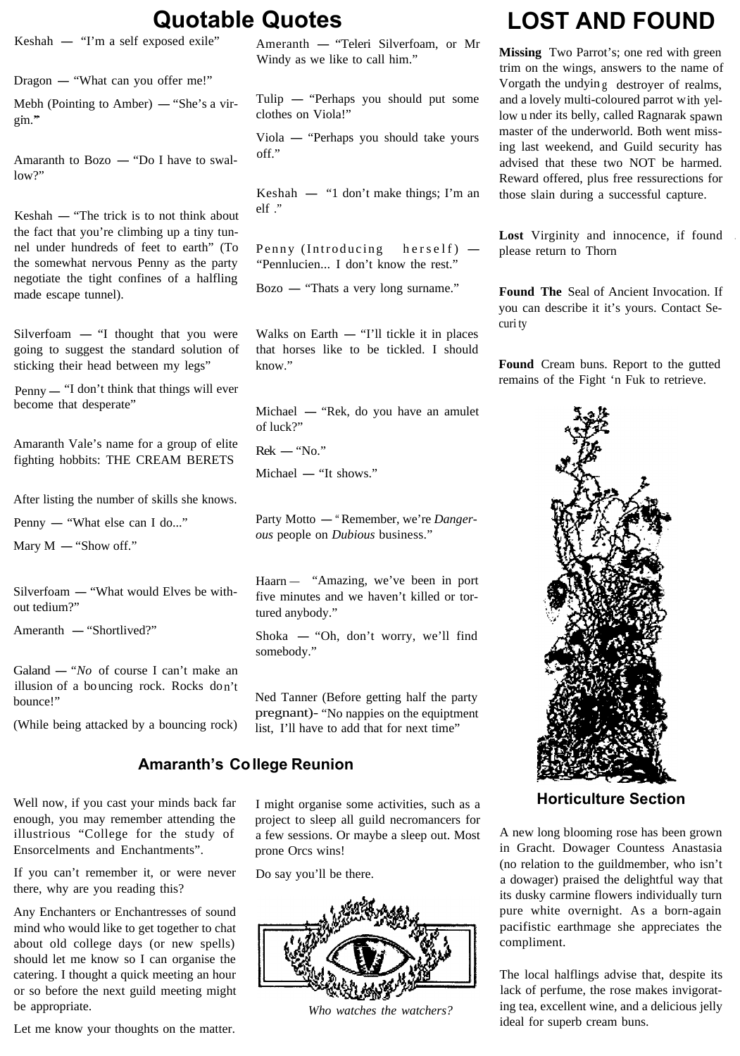# Quotable Quotes

Keshah — "I'm a self exposed exile"

Dragon — "What can you offer me!"

Mebh (Pointing to Amber) — "She's a virgin."

Amaranth to Bozo — "Do I have to swallow?"

Keshah — "The trick is to not think about the fact that you're climbing up a tiny tunnel under hundreds of feet to earth" (To the somewhat nervous Penny as the party negotiate the tight confines of a halfling made escape tunnel).

Silverfoam — "I thought that you were going to suggest the standard solution of sticking their head between my legs"

Penny — "I don't think that things will ever become that desperate"

Amaranth Vale's name for a group of elite fighting hobbits: THE CREAM BERETS

After listing the number of skills she knows.

Penny — "What else can I do..."

Mary M — "Show off."

Silverfoam — "What would Elves be without tedium?"

Ameranth — "Shortlived?"

Galand — "*No* of course I can't make an illusion of a bouncing rock. Rocks don't bounce!"

(While being attacked by a bouncing rock)

Ameranth — "Teleri Silverfoam, or Mr Windy as we like to call him."

Tulip — "Perhaps you should put some clothes on Viola!"

Viola — "Perhaps you should take yours off."

Keshah — "1 don't make things; I'm an elf ."

Penny (Introducing herself) — "Pennlucien... I don't know the rest."

Bozo — "Thats a very long surname."

Walks on Earth — "I'll tickle it in places that horses like to be tickled. I should know."

Michael — "Rek, do you have an amulet of luck?"

Rek — "No."

Michael — "It shows."

Party Motto — "Remember, we're *Dangerous* people on *Dubious* business."

Haarn — "Amazing, we've been in port five minutes and we haven't killed or tortured anybody."

Shoka — "Oh, don't worry, we'll find somebody."

Ned Tanner (Before getting half the party pregnant)- "No nappies on the equiptment list, I'll have to add that for next time"

## Amaranth's College Reunion

Well now, if you cast your minds back far enough, you may remember attending the illustrious "College for the study of Ensorcelments and Enchantments".

If you can't remember it, or were never there, why are you reading this?

Any Enchanters or Enchantresses of sound mind who would like to get together to chat about old college days (or new spells) should let me know so I can organise the catering. I thought a quick meeting an hour or so before the next guild meeting might be appropriate.

Let me know your thoughts on the matter.

I might organise some activities, such as a project to sleep all guild necromancers for a few sessions. Or maybe a sleep out. Most prone Orcs wins!

Do say you'll be there.

*Who watches the watchers?*

# LOST AND FOUND

**Missing** Two Parrot's; one red with green trim on the wings, answers to the name of Vorgath the undying destroyer of realms, and a lovely multi-coloured parrot with yellow under its belly, called Ragnarak spawn master of the underworld. Both went missing last weekend, and Guild security has advised that these two NOT be harmed. Reward offered, plus free ressurections for those slain during a successful capture.

**Lost** Virginity and innocence, if found please return to Thorn

**Found The** Seal of Ancient Invocation. If you can describe it it's yours. Contact Security

**Found** Cream buns. Report to the gutted remains of the Fight 'n Fuk to retrieve.

## Horticulture Section

A new long blooming rose has been grown in Gracht. Dowager Countess Anastasia (no relation to the guildmember, who isn't a dowager) praised the delightful way that its dusky carmine flowers individually turn pure white overnight. As a born-again pacifistic earthmage she appreciates the compliment.

The local halflings advise that, despite its lack of perfume, the rose makes invigorating tea, excellent wine, and a delicious jelly ideal for superb cream buns.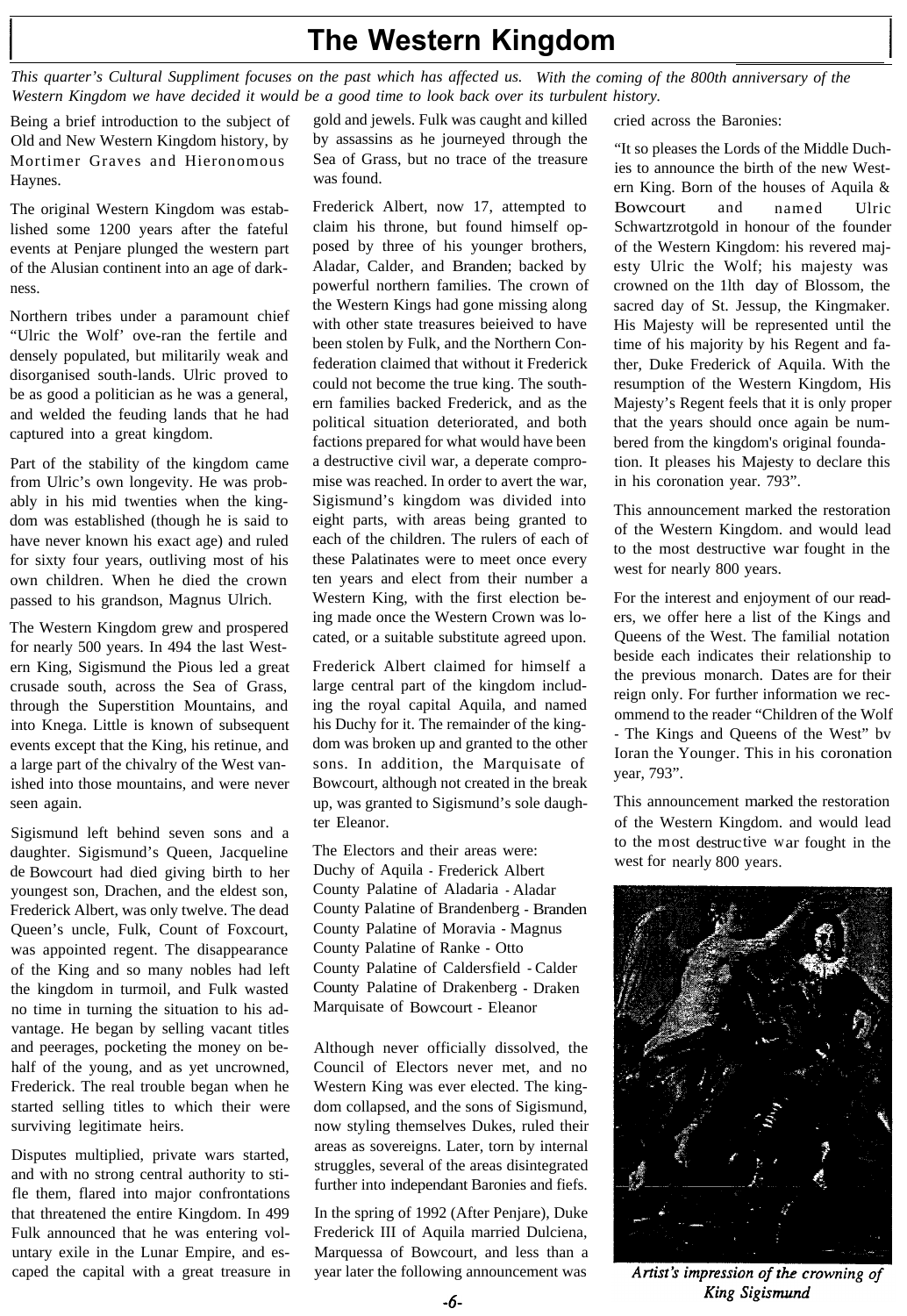# The Western Kingdom

*This quarter's Cultural Suppliment focuses on the past which has affected us. With the coming of the 800th anniversary of the Western Kingdom we have decided it would be a good time to look back over its turbulent history.*

Being a brief introduction to the subject of Old and New Western Kingdom history, by Mortimer Graves and Hieronomous Haynes.

The original Western Kingdom was established some 1200 years after the fateful events at Penjare plunged the western part of the Alusian continent into an age of darkness.

Northern tribes under a paramount chief "Ulric the Wolf' ove-ran the fertile and densely populated, but militarily weak and disorganised south-lands. Ulric proved to be as good a politician as he was a general, and welded the feuding lands that he had captured into a great kingdom.

Part of the stability of the kingdom came from Ulric's own longevity. He was probably in his mid twenties when the kingdom was established (though he is said to have never known his exact age) and ruled for sixty four years, outliving most of his own children. When he died the crown passed to his grandson, Magnus Ulrich.

The Western Kingdom grew and prospered for nearly 500 years. In 494 the last Western King, Sigismund the Pious led a great crusade south, across the Sea of Grass, through the Superstition Mountains, and into Knega. Little is known of subsequent events except that the King, his retinue, and a large part of the chivalry of the West vanished into those mountains, and were never seen again.

Sigismund left behind seven sons and a daughter. Sigismund's Queen, Jacqueline de Bowcourt had died giving birth to her youngest son, Drachen, and the eldest son, Frederick Albert, was only twelve. The dead Queen's uncle, Fulk, Count of Foxcourt, was appointed regent. The disappearance of the King and so many nobles had left the kingdom in turmoil, and Fulk wasted no time in turning the situation to his advantage. He began by selling vacant titles and peerages, pocketing the money on behalf of the young, and as yet uncrowned, Frederick. The real trouble began when he started selling titles to which their were surviving legitimate heirs.

Disputes multiplied, private wars started, and with no strong central authority to stifle them, flared into major confrontations that threatened the entire Kingdom. In 499 Fulk announced that he was entering voluntary exile in the Lunar Empire, and escaped the capital with a great treasure in gold and jewels. Fulk was caught and killed by assassins as he journeyed through the Sea of Grass, but no trace of the treasure was found.

Frederick Albert, now 17, attempted to claim his throne, but found himself opposed by three of his younger brothers, Aladar, Calder, and Branden; backed by powerful northern families. The crown of the Western Kings had gone missing along with other state treasures beieived to have been stolen by Fulk, and the Northern Confederation claimed that without it Frederick could not become the true king. The southern families backed Frederick, and as the political situation deteriorated, and both factions prepared for what would have been a destructive civil war, a deperate compromise was reached. In order to avert the war, Sigismund's kingdom was divided into eight parts, with areas being granted to each of the children. The rulers of each of these Palatinates were to meet once every ten years and elect from their number a Western King, with the first election being made once the Western Crown was located, or a suitable substitute agreed upon.

Frederick Albert claimed for himself a large central part of the kingdom including the royal capital Aquila, and named his Duchy for it. The remainder of the kingdom was broken up and granted to the other sons. In addition, the Marquisate of Bowcourt, although not created in the break up, was granted to Sigismund's sole daughter Eleanor.

The Electors and their areas were:
Duchy of Aquila - Frederick Albert
County Palatine of Aladaria - Aladar
County Palatine of Brandenberg - Branden
County Palatine of Moravia - Magnus
County Palatine of Ranke - Otto
County Palatine of Caldersfield - Calder
County Palatine of Drakenberg - Draken
Marquisate of Bowcourt - Eleanor

Although never officially dissolved, the Council of Electors never met, and no Western King was ever elected. The kingdom collapsed, and the sons of Sigismund, now styling themselves Dukes, ruled their areas as sovereigns. Later, torn by internal struggles, several of the areas disintegrated further into independant Baronies and fiefs.

In the spring of 1992 (After Penjare), Duke Frederick III of Aquila married Dulciena, Marquessa of Bowcourt, and less than a year later the following announcement was cried across the Baronies:

"It so pleases the Lords of the Middle Duchies to announce the birth of the new Western King. Born of the houses of Aquila & Bowcourt and named Ulric Schwartzrotgold in honour of the founder of the Western Kingdom: his revered majesty Ulric the Wolf; his majesty was crowned on the 1lth day of Blossom, the sacred day of St. Jessup, the Kingmaker. His Majesty will be represented until the time of his majority by his Regent and father, Duke Frederick of Aquila. With the resumption of the Western Kingdom, His Majesty's Regent feels that it is only proper that the years should once again be numbered from the kingdom's original foundation. It pleases his Majesty to declare this in his coronation year. 793".

This announcement marked the restoration of the Western Kingdom. and would lead to the most destructive war fought in the west for nearly 800 years.

For the interest and enjoyment of our readers, we offer here a list of the Kings and Queens of the West. The familial notation beside each indicates their relationship to the previous monarch. Dates are for their reign only. For further information we recommend to the reader "Children of the Wolf - The Kings and Queens of the West" bv Ioran the Younger. This in his coronation year, 793".

This announcement marked the restoration of the Western Kingdom. and would lead to the most destructive war fought in the west for nearly 800 years.

*Artist's impression of the crowning of King Sigismund*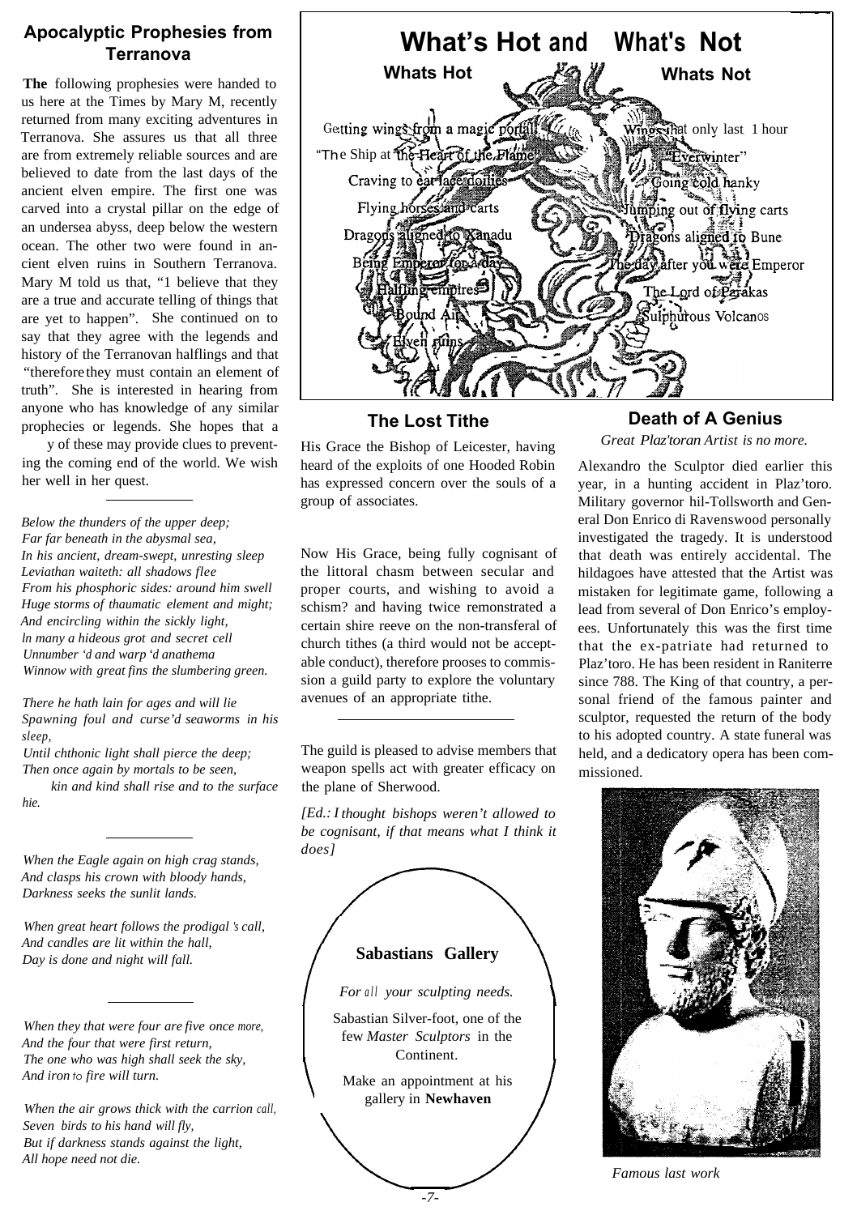## Apocalyptic Prophesies from Terranova

**The** following prophesies were handed to us here at the Times by Mary M, recently returned from many exciting adventures in Terranova. She assures us that all three are from extremely reliable sources and are believed to date from the last days of the ancient elven empire. The first one was carved into a crystal pillar on the edge of an undersea abyss, deep below the western ocean. The other two were found in ancient elven ruins in Southern Terranova. Mary M told us that, "1 believe that they are a true and accurate telling of things that are yet to happen". She continued on to say that they agree with the legends and history of the Terranovan halflings and that "therefore they must contain an element of truth". She is interested in hearing from anyone who has knowledge of any similar prophecies or legends. She hopes that a y of these may provide clues to preventing the coming end of the world. We wish her well in her quest.

---

*Below the thunders of the upper deep;*
*Far far beneath in the abysmal sea,*
*In his ancient, dream-swept, unresting sleep*
*Leviathan waiteth: all shadows flee*
*From his phosphoric sides: around him swell*
*Huge storms of thaumatic element and might;*
*And encircling within the sickly light,*
*In many a hideous grot and secret cell*
*Unnumber 'd and warp 'd anathema*
*Winnow with great fins the slumbering green.*

*There he hath lain for ages and will lie*
*Spawning foul and curse'd seaworms in his sleep,*
*Until chthonic light shall pierce the deep;*
*Then once again by mortals to be seen,*
*kin and kind shall rise and to the surface hie.*

---

*When the Eagle again on high crag stands,*
*And clasps his crown with bloody hands,*
*Darkness seeks the sunlit lands.*

*When great heart follows the prodigal 's call,*
*And candles are lit within the hall,*
*Day is done and night will fall.*

---

*When they that were four are five once more,*
*And the four that were first return,*
*The one who was high shall seek the sky,*
*And iron to fire will turn.*

*When the air grows thick with the carrion call,*
*Seven birds to his hand will fly,*
*But if darkness stands against the light,*
*All hope need not die.*

## What's Hot and What's Not

| Whats Hot | Whats Not |
|---|---|
| Getting wings from a magic portal | Wings that only last 1 hour |
| "The Ship at the Heart of the Flame" | "Everwinter" |
| Craving to eat lace doilies | Going cold hanky |
| Flying horses and carts | Jumping out of flying carts |
| Dragons aligned to Xanadu | Dragons aligned to Bune |
| Being Emperor for a day | The day after you were Emperor |
| Halfling empires | The Lord of Parakas |
| Bound Air | Sulphurous Volcanos |
| Elven ruins | |

## The Lost Tithe

His Grace the Bishop of Leicester, having heard of the exploits of one Hooded Robin has expressed concern over the souls of a group of associates.

Now His Grace, being fully cognisant of the littoral chasm between secular and proper courts, and wishing to avoid a schism? and having twice remonstrated a certain shire reeve on the non-transferal of church tithes (a third would not be acceptable conduct), therefore prooses to commission a guild party to explore the voluntary avenues of an appropriate tithe.

---

The guild is pleased to advise members that weapon spells act with greater efficacy on the plane of Sherwood.

*[Ed.: I thought bishops weren't allowed to be cognisant, if that means what I think it does]*

**Sabastians Gallery**

*For all your sculpting needs.*

Sabastian Silver-foot, one of the few *Master Sculptors* in the Continent.

Make an appointment at his gallery in **Newhaven**

## Death of A Genius

*Great Plaz'toran Artist is no more.*

Alexandro the Sculptor died earlier this year, in a hunting accident in Plaz'toro. Military governor hil-Tollsworth and General Don Enrico di Ravenswood personally investigated the tragedy. It is understood that death was entirely accidental. The hildagoes have attested that the Artist was mistaken for legitimate game, following a lead from several of Don Enrico's employees. Unfortunately this was the first time that the ex-patriate had returned to Plaz'toro. He has been resident in Raniterre since 788. The King of that country, a personal friend of the famous painter and sculptor, requested the return of the body to his adopted country. A state funeral was held, and a dedicatory opera has been commissioned.

*Famous last work*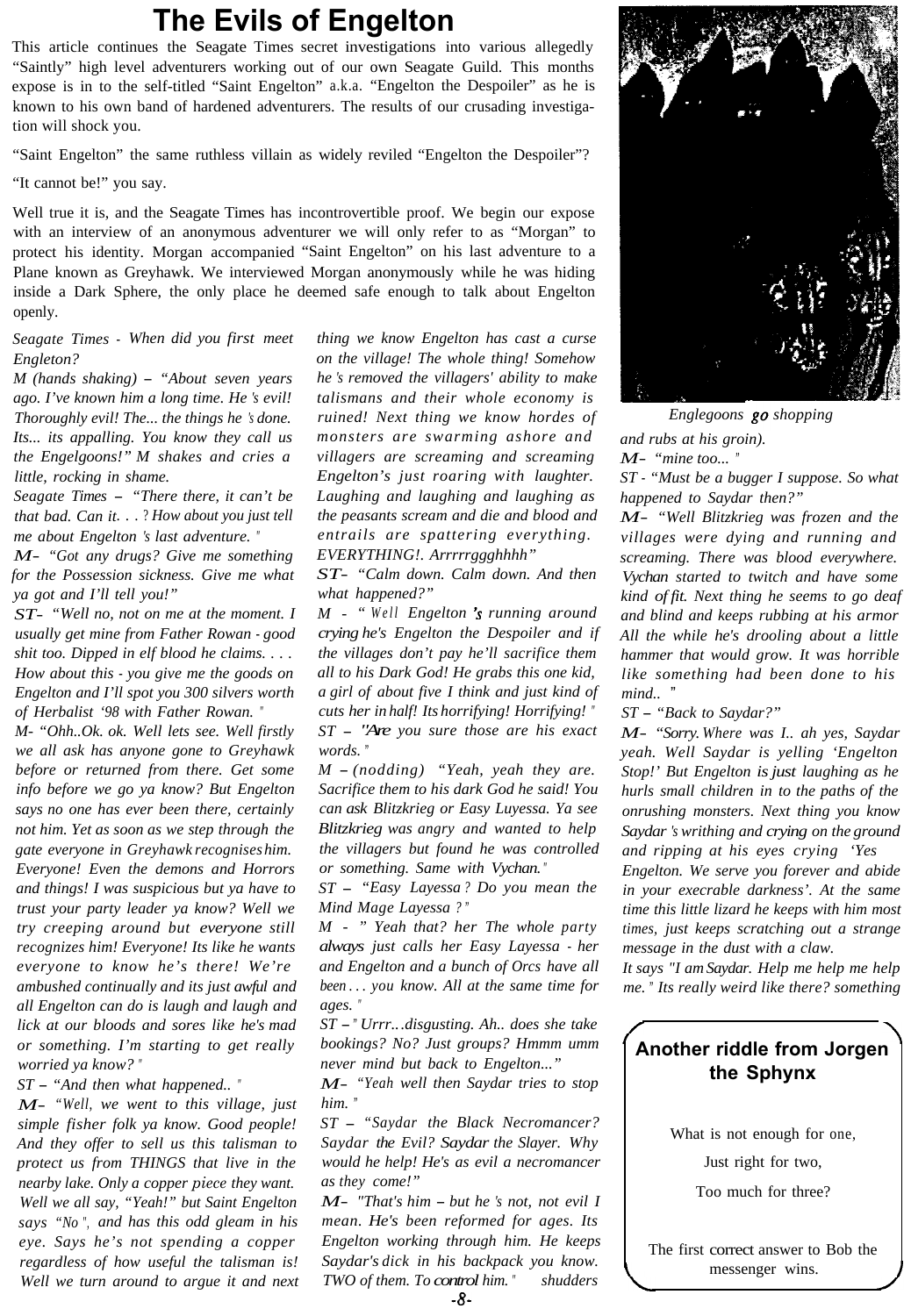# The Evils of Engelton

This article continues the Seagate Times secret investigations into various allegedly "Saintly" high level adventurers working out of our own Seagate Guild. This months expose is in to the self-titled "Saint Engelton" a.k.a. "Engelton the Despoiler" as he is known to his own band of hardened adventurers. The results of our crusading investigation will shock you.

"Saint Engelton" the same ruthless villain as widely reviled "Engelton the Despoiler"?

"It cannot be!" you say.

Well true it is, and the Seagate Times has incontrovertible proof. We begin our expose with an interview of an anonymous adventurer we will only refer to as "Morgan" to protect his identity. Morgan accompanied "Saint Engelton" on his last adventure to a Plane known as Greyhawk. We interviewed Morgan anonymously while he was hiding inside a Dark Sphere, the only place he deemed safe enough to talk about Engelton openly.

*Seagate Times - When did you first meet Engleton?*

*M (hands shaking) – "About seven years ago. I've known him a long time. He's evil! Thoroughly evil! The... the things he's done. Its... its appalling. You know they call us the Engelgoons!" M shakes and cries a little, rocking in shame.*

*Seagate Times – "There there, it can't be that bad. Can it. . . ? How about you just tell me about Engelton's last adventure."*

*M- "Got any drugs? Give me something for the Possession sickness. Give me what ya got and I'll tell you!"*

*ST- "Well no, not on me at the moment. I usually get mine from Father Rowan - good shit too. Dipped in elf blood he claims. . . . How about this - you give me the goods on Engelton and I'll spot you 300 silvers worth of Herbalist '98 with Father Rowan."*

*M- "Ohh..Ok. ok. Well lets see. Well firstly we all ask has anyone gone to Greyhawk before or returned from there. Get some info before we go ya know? But Engelton says no one has ever been there, certainly not him. Yet as soon as we step through the gate everyone in Greyhawk recognises him. Everyone! Even the demons and Horrors and things! I was suspicious but ya have to trust your party leader ya know? Well we try creeping around but everyone still recognizes him! Everyone! Its like he wants everyone to know he's there! We're ambushed continually and its just awful and all Engelton can do is laugh and laugh and lick at our bloods and sores like he's mad or something. I'm starting to get really worried ya know?"*

*ST – "And then what happened.."*

*M- "Well, we went to this village, just simple fisher folk ya know. Good people! And they offer to sell us this talisman to protect us from THINGS that live in the nearby lake. Only a copper piece they want. Well we all say, "Yeah!" but Saint Engelton says "No", and has this odd gleam in his eye. Says he's not spending a copper regardless of how useful the talisman is! Well we turn around to argue it and next thing we know Engelton has cast a curse on the village! The whole thing! Somehow he's removed the villagers' ability to make talismans and their whole economy is ruined! Next thing we know hordes of monsters are swarming ashore and villagers are screaming and screaming Engelton's just roaring with laughter. Laughing and laughing and laughing as the peasants scream and die and blood and entrails are spattering everything. EVERYTHING!. Arrrrrggghhhh"*

*ST- "Calm down. Calm down. And then what happened?"*

*M - "Well Engelton's running around crying he's Engelton the Despoiler and if the villages don't pay he'll sacrifice them all to his Dark God! He grabs this one kid, a girl of about five I think and just kind of cuts her in half! Its horrifying! Horrifying!"*

*ST – "Are you sure those are his exact words."*

*M – (nodding) "Yeah, yeah they are. Sacrifice them to his dark God he said! You can ask Blitzkrieg or Easy Luyessa. Ya see Blitzkrieg was angry and wanted to help the villagers but found he was controlled or something. Same with Vychan."*

*ST – "Easy Layessa? Do you mean the Mind Mage Layessa?"*

*M - "Yeah that? her The whole party always just calls her Easy Layessa - her and Engelton and a bunch of Orcs have all been . . . you know. All at the same time for ages."*

*ST – "Urrr...disgusting. Ah.. does she take bookings? No? Just groups? Hmmm umm never mind but back to Engelton..."*

*M- "Yeah well then Saydar tries to stop him."*

*ST – "Saydar the Black Necromancer? Saydar the Evil? Saydar the Slayer. Why would he help! He's as evil a necromancer as they come!"*

*M- "That's him – but he's not, not evil I mean. He's been reformed for ages. Its Engelton working through him. He keeps Saydar's dick in his backpack you know. TWO of them. To control him." shudders and rubs at his groin).*

*M- "mine too..."*

*ST - "Must be a bugger I suppose. So what happened to Saydar then?"*

*M- "Well Blitzkrieg was frozen and the villages were dying and running and screaming. There was blood everywhere. Vychan started to twitch and have some kind of fit. Next thing he seems to go deaf and blind and keeps rubbing at his armor All the while he's drooling about a little hammer that would grow. It was horrible like something had been done to his mind.."*

*ST – "Back to Saydar?"*

*M- "Sorry. Where was I.. ah yes, Saydar yeah. Well Saydar is yelling 'Engelton Stop!' But Engelton is just laughing as he hurls small children in to the paths of the onrushing monsters. Next thing you know Saydar's writhing and crying on the ground and ripping at his eyes crying 'Yes Engelton. We serve you forever and abide in your execrable darkness'. At the same time this little lizard he keeps with him most times, just keeps scratching out a strange message in the dust with a claw.*

*It says "I am Saydar. Help me help me help me." Its really weird like there? something*

*Englegoons go shopping*

## Another riddle from Jorgen the Sphynx

What is not enough for one,

Just right for two,

Too much for three?

The first correct answer to Bob the messenger wins.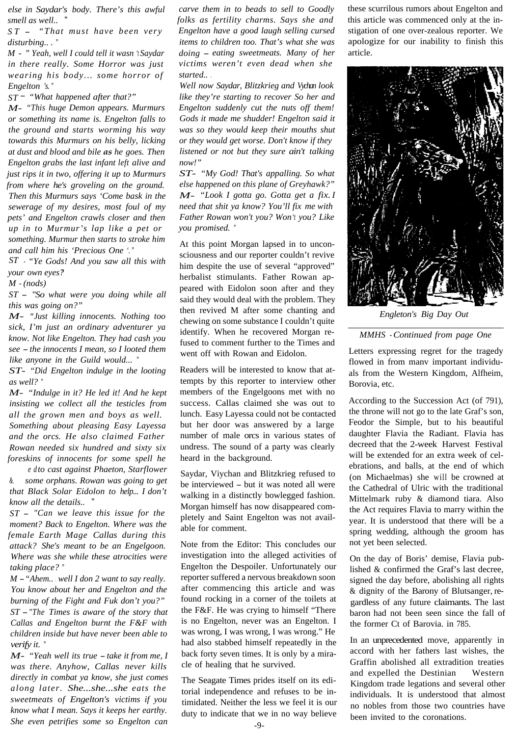*else in Saydar's body. There's this awful smell as well.. "*

*ST – "That must have been very disturbing.. . "*

*M - " Yeah, well I could tell it wasn't Saydar in there really. Some Horror was just wearing his body... some horror of Engelton 's."*

*ST – "What happened after that?"*

*M- "This huge Demon appears. Murmurs or something its name is. Engelton falls to the ground and starts worming his way towards this Murmurs on his belly, licking at dust and blood and bile as he goes. Then Engelton grabs the last infant left alive and just rips it in two, offering it up to Murmurs from where he's groveling on the ground. Then this Murmurs says 'Come bask in the sewerage of my desires, most foul of my pets' and Engelton crawls closer and then up in to Murmur's lap like a pet or something. Murmur then starts to stroke him and call him his 'Precious One '."*

*ST - "Ye Gods! And you saw all this with your own eyes?*

*M - (nods)*

*ST – "So what were you doing while all this was going on?"*

*M- "Just killing innocents. Nothing too sick, I'm just an ordinary adventurer ya know. Not like Engelton. They had cash you see – the innocents I mean, so I looted them like anyone in the Guild would... "*

*ST- "Did Engelton indulge in the looting as well? "*

*M- "Indulge in it? He led it! And he kept insisting we collect all the testicles from all the grown men and boys as well. Something about pleasing Easy Layessa and the orcs. He also claimed Father Rowan needed six hundred and sixty six foreskins of innocents for some spell he ed to cast against Phaeton, Starflower &. some orphans. Rowan was going to get that Black Solar Eidolon to help... I don't know all the details.. "*

*ST – "Can we leave this issue for the moment? Back to Engelton. Where was the female Earth Mage Callas during this attack? She's meant to be an Engelgoon. Where was she while these atrocities were taking place? "*

*M – "Ahem.. . well I don 2 want to say really. You know about her and Engelton and the burning of the Fight and Fuk don't you?"*

*ST – "The Times is aware of the story that Callas and Engelton burnt the F&F with children inside but have never been able to verify it. "*

*M- "Yeah well its true – take it from me, I was there. Anyhow, Callas never kills directly in combat ya know, she just comes along later. She...she...she eats the sweetmeats of Engelton's victims if you know what I mean. Says it keeps her earthy. She even petrifies some so Engelton can carve them in to beads to sell to Goodly folks as fertility charms. Says she and Engelton have a good laugh selling cursed items to children too. That's what she was doing – eating sweetmeats. Many of her victims weren't even dead when she started.. .*

*Well now Saydar, Blitzkrieg and Vychan look like they're starting to recover So her and Engelton suddenly cut the nuts off them! Gods it made me shudder! Engelton said it was so they would keep their mouths shut or they would get worse. Don't know if they listened or not but they sure ain't talking now!"*

*ST- "My God! That's appalling. So what else happened on this plane of Greyhawk?"*

*M- "Look I gotta go. Gotta get a fix. I need that shit ya know? You'll fix me with Father Rowan won't you? Won't you? Like you promised. "*

At this point Morgan lapsed in to unconsciousness and our reporter couldn't revive him despite the use of several "approved" herbalist stimulants. Father Rowan appeared with Eidolon soon after and they said they would deal with the problem. They then revived M after some chanting and chewing on some substance I couldn't quite identify. When he recovered Morgan refused to comment further to the Times and went off with Rowan and Eidolon.

Readers will be interested to know that attempts by this reporter to interview other members of the Engelgoons met with no success. Callas claimed she was out to lunch. Easy Layessa could not be contacted but her door was answered by a large number of male orcs in various states of undress. The sound of a party was clearly heard in the background.

Saydar, Viychan and Blitzkrieg refused to be interviewed – but it was noted all were walking in a distinctly bowlegged fashion. Morgan himself has now disappeared completely and Saint Engelton was not available for comment.

Note from the Editor: This concludes our investigation into the alleged activities of Engelton the Despoiler. Unfortunately our reporter suffered a nervous breakdown soon after commencing this article and was found rocking in a corner of the toilets at the F&F. He was crying to himself "There is no Engelton, never was an Engelton. I was wrong, I was wrong, I was wrong." He had also stabbed himself repeatedly in the back forty seven times. It is only by a miracle of healing that he survived.

The Seagate Times prides itself on its editorial independence and refuses to be intimidated. Neither the less we feel it is our duty to indicate that we in no way believe these scurrilous rumors about Engelton and this article was commenced only at the instigation of one over-zealous reporter. We apologize for our inability to finish this article.

*Engleton's Big Day Out*

*MMHS - Continued from page One*

Letters expressing regret for the tragedy flowed in from manv important individuals from the Western Kingdom, Alfheim, Borovia, etc.

According to the Succession Act (of 791), the throne will not go to the late Graf's son, Feodor the Simple, but to his beautiful daughter Flavia the Radiant. Flavia has decreed that the 2-week Harvest Festival will be extended for an extra week of celebrations, and balls, at the end of which (on Michaelmas) she will be crowned at the Cathedral of Ulric with the traditional Mittelmark ruby & diamond tiara. Also the Act requires Flavia to marry within the year. It is understood that there will be a spring wedding, although the groom has not yet been selected.

On the day of Boris' demise, Flavia published & confirmed the Graf's last decree, signed the day before, abolishing all rights & dignity of the Barony of Blutsanger, regardless of any future claimants. The last baron had not been seen since the fall of the former Ct of Barovia. in 785.

In an unprecedented move, apparently in accord with her fathers last wishes, the Graffin abolished all extradition treaties and expelled the Destinian Western Kingdom trade legations and several other individuals. It is understood that almost no nobles from those two countries have been invited to the coronations.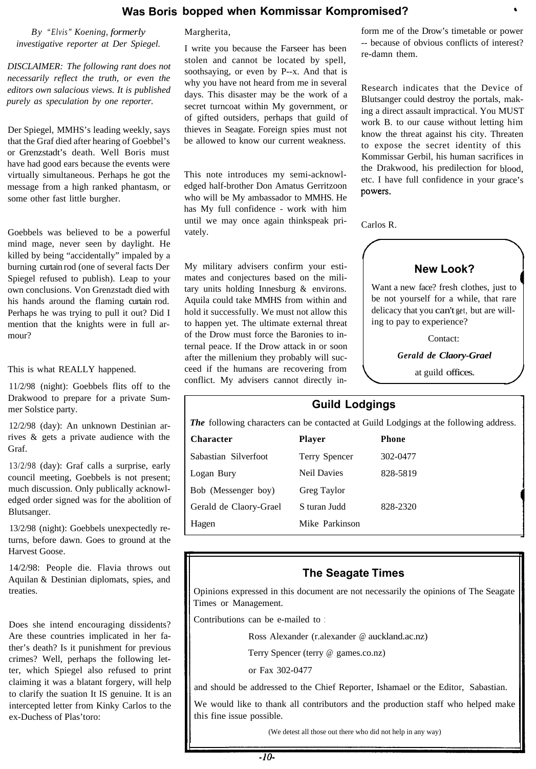# Was Boris bopped when Kommissar Kompromised?

*By "Elvis" Koening, formerly investigative reporter at Der Spiegel.*

*DISCLAIMER: The following rant does not necessarily reflect the truth, or even the editors own salacious views. It is published purely as speculation by one reporter.*

Der Spiegel, MMHS's leading weekly, says that the Graf died after hearing of Goebbel's or Grenzstadt's death. Well Boris must have had good ears because the events were virtually simultaneous. Perhaps he got the message from a high ranked phantasm, or some other fast little burgher.

Goebbels was believed to be a powerful mind mage, never seen by daylight. He killed by being "accidentally" impaled by a burning curtain rod (one of several facts Der Spiegel refused to publish). Leap to your own conclusions. Von Grenzstadt died with his hands around the flaming curtain rod. Perhaps he was trying to pull it out? Did I mention that the knights were in full armour?

This is what REALLY happened.

11/2/98 (night): Goebbels flits off to the Drakwood to prepare for a private Summer Solstice party.

12/2/98 (day): An unknown Destinian arrives & gets a private audience with the Graf.

13/2/98 (day): Graf calls a surprise, early council meeting, Goebbels is not present; much discussion. Only publically acknowledged order signed was for the abolition of Blutsanger.

13/2/98 (night): Goebbels unexpectedly returns, before dawn. Goes to ground at the Harvest Goose.

14/2/98: People die. Flavia throws out Aquilan & Destinian diplomats, spies, and treaties.

Does she intend encouraging dissidents? Are these countries implicated in her father's death? Is it punishment for previous crimes? Well, perhaps the following letter, which Spiegel also refused to print claiming it was a blatant forgery, will help to clarify the suation It IS genuine. It is an intercepted letter from Kinky Carlos to the ex-Duchess of Plas'toro:

Margherita,

I write you because the Farseer has been stolen and cannot be located by spell, soothsaying, or even by P--x. And that is why you have not heard from me in several days. This disaster may be the work of a secret turncoat within My government, or of gifted outsiders, perhaps that guild of thieves in Seagate. Foreign spies must not be allowed to know our current weakness.

This note introduces my semi-acknowledged half-brother Don Amatus Gerritzoon who will be My ambassador to MMHS. He has My full confidence - work with him until we may once again thinkspeak privately.

My military advisers confirm your estimates and conjectures based on the military units holding Innesburg & environs. Aquila could take MMHS from within and hold it successfully. We must not allow this to happen yet. The ultimate external threat of the Drow must force the Baronies to internal peace. If the Drow attack in or soon after the millenium they probably will succeed if the humans are recovering from conflict. My advisers cannot directly inform me of the Drow's timetable or power -- because of obvious conflicts of interest? re-damn them.

Research indicates that the Device of Blutsanger could destroy the portals, making a direct assault impractical. You MUST work B. to our cause without letting him know the threat against his city. Threaten to expose the secret identity of this Kommissar Gerbil, his human sacrifices in the Drakwood, his predilection for blood, etc. I have full confidence in your grace's powers.

Carlos R.

## New Look?

Want a new face? fresh clothes, just to be not yourself for a while, that rare delicacy that you can't get, but are willing to pay to experience?

Contact:

***Gerald de Claory-Grael***

at guild offices.

## Guild Lodgings

***The*** following characters can be contacted at Guild Lodgings at the following address.

| Character | Player | Phone |
|---|---|---|
| Sabastian Silverfoot | Terry Spencer | 302-0477 |
| Logan Bury | Neil Davies | 828-5819 |
| Bob (Messenger boy) | Greg Taylor | |
| Gerald de Claory-Grael | S turan Judd | 828-2320 |
| Hagen | Mike Parkinson | |

## The Seagate Times

Opinions expressed in this document are not necessarily the opinions of The Seagate Times or Management.

Contributions can be e-mailed to :

Ross Alexander (r.alexander @ auckland.ac.nz)

Terry Spencer (terry @ games.co.nz)

or Fax 302-0477

and should be addressed to the Chief Reporter, Ishamael or the Editor, Sabastian.

We would like to thank all contributors and the production staff who helped make this fine issue possible.

(We detest all those out there who did not help in any way)